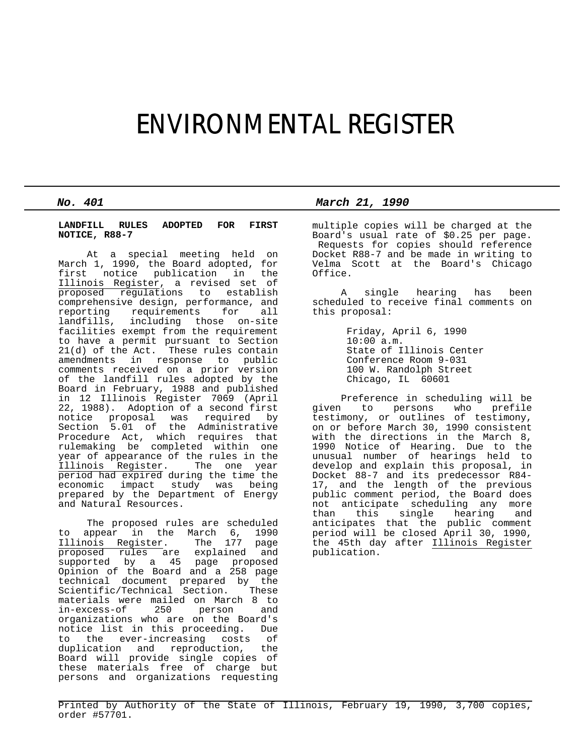# ENVIRONMENTAL REGISTER

***No. 401*** ***March 21, 1990***

**LANDFILL RULES ADOPTED FOR FIRST NOTICE, R88-7**

At a special meeting held on March 1, 1990, the Board adopted, for first notice publication in the Illinois Register, a revised set of proposed regulations to establish comprehensive design, performance, and reporting requirements for all landfills, including those on-site facilities exempt from the requirement to have a permit pursuant to Section 21(d) of the Act. These rules contain amendments in response to public comments received on a prior version of the landfill rules adopted by the Board in February, 1988 and published in 12 Illinois Register 7069 (April 22, 1988). Adoption of a second first notice proposal was required by Section 5.01 of the Administrative Procedure Act, which requires that rulemaking be completed within one year of appearance of the rules in the Illinois Register. The one year period had expired during the time the economic impact study was being prepared by the Department of Energy and Natural Resources.

The proposed rules are scheduled to appear in the March 6, 1990 Illinois Register. The 177 page proposed rules are explained and supported by a 45 page proposed Opinion of the Board and a 258 page technical document prepared by the Scientific/Technical Section. These materials were mailed on March 8 to in-excess-of 250 person and organizations who are on the Board's notice list in this proceeding. Due to the ever-increasing costs of duplication and reproduction, the Board will provide single copies of these materials free of charge but persons and organizations requesting multiple copies will be charged at the Board's usual rate of $0.25 per page. Requests for copies should reference Docket R88-7 and be made in writing to Velma Scott at the Board's Chicago Office.

A single hearing has been scheduled to receive final comments on this proposal:

Friday, April 6, 1990
10:00 a.m.
State of Illinois Center
Conference Room 9-031
100 W. Randolph Street
Chicago, IL 60601

Preference in scheduling will be given to persons who prefile testimony, or outlines of testimony, on or before March 30, 1990 consistent with the directions in the March 8, 1990 Notice of Hearing. Due to the unusual number of hearings held to develop and explain this proposal, in Docket 88-7 and its predecessor R84-17, and the length of the previous public comment period, the Board does not anticipate scheduling any more than this single hearing and anticipates that the public comment period will be closed April 30, 1990, the 45th day after Illinois Register publication.

Printed by Authority of the State of Illinois, February 19, 1990, 3,700 copies, order #57701.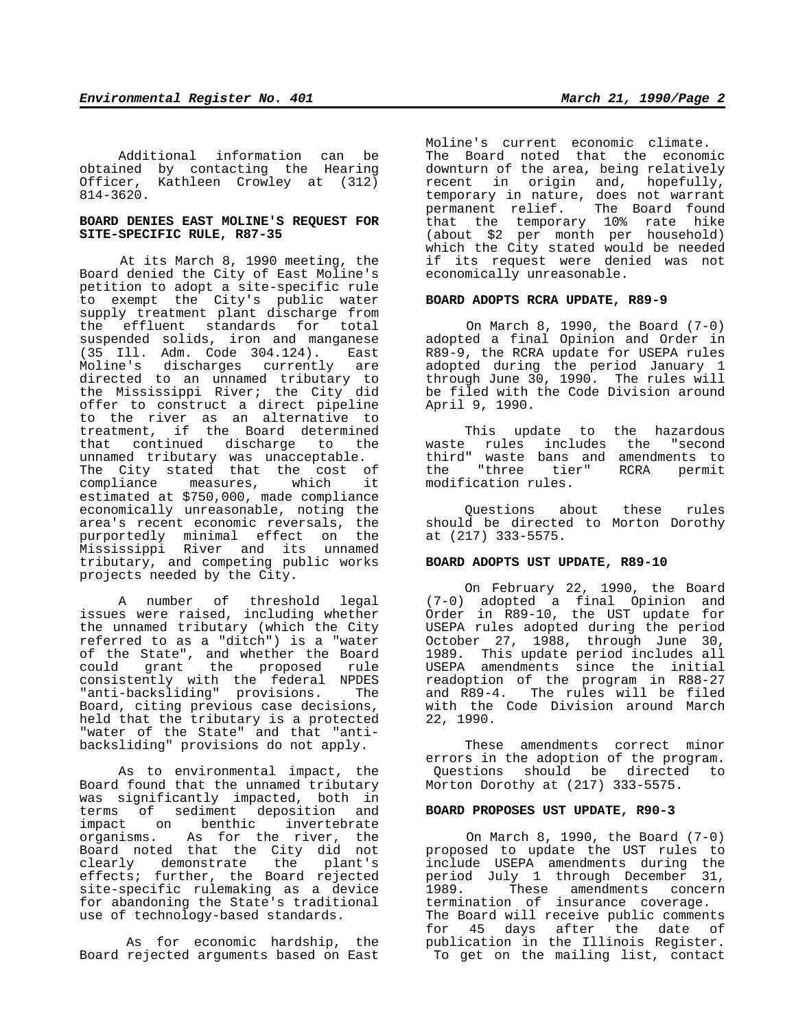Additional information can be obtained by contacting the Hearing Officer, Kathleen Crowley at (312) 814-3620.

**BOARD DENIES EAST MOLINE'S REQUEST FOR SITE-SPECIFIC RULE, R87-35**

At its March 8, 1990 meeting, the Board denied the City of East Moline's petition to adopt a site-specific rule to exempt the City's public water supply treatment plant discharge from the effluent standards for total suspended solids, iron and manganese (35 Ill. Adm. Code 304.124). East Moline's discharges currently are directed to an unnamed tributary to the Mississippi River; the City did offer to construct a direct pipeline to the river as an alternative to treatment, if the Board determined that continued discharge to the unnamed tributary was unacceptable. The City stated that the cost of compliance measures, which it estimated at $750,000, made compliance economically unreasonable, noting the area's recent economic reversals, the purportedly minimal effect on the Mississippi River and its unnamed tributary, and competing public works projects needed by the City.

A number of threshold legal issues were raised, including whether the unnamed tributary (which the City referred to as a "ditch") is a "water of the State", and whether the Board could grant the proposed rule consistently with the federal NPDES "anti-backsliding" provisions. The Board, citing previous case decisions, held that the tributary is a protected "water of the State" and that "anti-backsliding" provisions do not apply.

As to environmental impact, the Board found that the unnamed tributary was significantly impacted, both in terms of sediment deposition and impact on benthic invertebrate organisms. As for the river, the Board noted that the City did not clearly demonstrate the plant's effects; further, the Board rejected site-specific rulemaking as a device for abandoning the State's traditional use of technology-based standards.

As for economic hardship, the Board rejected arguments based on East Moline's current economic climate. The Board noted that the economic downturn of the area, being relatively recent in origin and, hopefully, temporary in nature, does not warrant permanent relief. The Board found that the temporary 10% rate hike (about $2 per month per household) which the City stated would be needed if its request were denied was not economically unreasonable.

**BOARD ADOPTS RCRA UPDATE, R89-9**

On March 8, 1990, the Board (7-0) adopted a final Opinion and Order in R89-9, the RCRA update for USEPA rules adopted during the period January 1 through June 30, 1990. The rules will be filed with the Code Division around April 9, 1990.

This update to the hazardous waste rules includes the "second third" waste bans and amendments to the "three tier" RCRA permit modification rules.

Questions about these rules should be directed to Morton Dorothy at (217) 333-5575.

**BOARD ADOPTS UST UPDATE, R89-10**

On February 22, 1990, the Board (7-0) adopted a final Opinion and Order in R89-10, the UST update for USEPA rules adopted during the period October 27, 1988, through June 30, 1989. This update period includes all USEPA amendments since the initial readoption of the program in R88-27 and R89-4. The rules will be filed with the Code Division around March 22, 1990.

These amendments correct minor errors in the adoption of the program. Questions should be directed to Morton Dorothy at (217) 333-5575.

**BOARD PROPOSES UST UPDATE, R90-3**

On March 8, 1990, the Board (7-0) proposed to update the UST rules to include USEPA amendments during the period July 1 through December 31, 1989. These amendments concern termination of insurance coverage. The Board will receive public comments for 45 days after the date of publication in the Illinois Register. To get on the mailing list, contact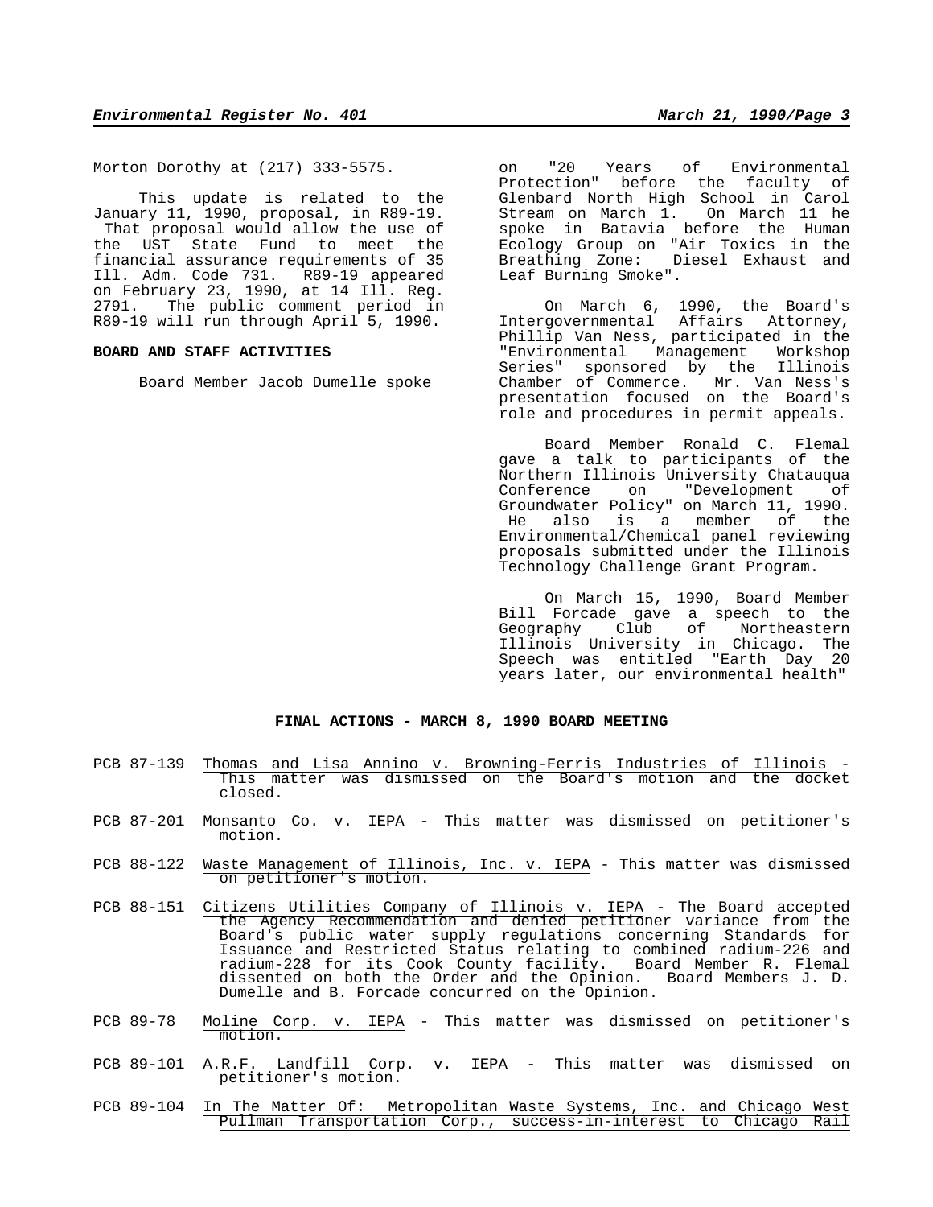Morton Dorothy at (217) 333-5575.

This update is related to the January 11, 1990, proposal, in R89-19. That proposal would allow the use of the UST State Fund to meet the financial assurance requirements of 35 Ill. Adm. Code 731. R89-19 appeared on February 23, 1990, at 14 Ill. Reg. 2791. The public comment period in R89-19 will run through April 5, 1990.

**BOARD AND STAFF ACTIVITIES**

Board Member Jacob Dumelle spoke on "20 Years of Environmental Protection" before the faculty of Glenbard North High School in Carol Stream on March 1. On March 11 he spoke in Batavia before the Human Ecology Group on "Air Toxics in the Breathing Zone: Diesel Exhaust and Leaf Burning Smoke".

On March 6, 1990, the Board's Intergovernmental Affairs Attorney, Phillip Van Ness, participated in the "Environmental Management Workshop Series" sponsored by the Illinois Chamber of Commerce. Mr. Van Ness's presentation focused on the Board's role and procedures in permit appeals.

Board Member Ronald C. Flemal gave a talk to participants of the Northern Illinois University Chatauqua Conference on "Development of Groundwater Policy" on March 11, 1990. He also is a member of the Environmental/Chemical panel reviewing proposals submitted under the Illinois Technology Challenge Grant Program.

On March 15, 1990, Board Member Bill Forcade gave a speech to the Geography Club of Northeastern Illinois University in Chicago. The Speech was entitled "Earth Day 20 years later, our environmental health"

**FINAL ACTIONS - MARCH 8, 1990 BOARD MEETING**

PCB 87-139 Thomas and Lisa Annino v. Browning-Ferris Industries of Illinois - This matter was dismissed on the Board's motion and the docket closed.

PCB 87-201 Monsanto Co. v. IEPA - This matter was dismissed on petitioner's motion.

PCB 88-122 Waste Management of Illinois, Inc. v. IEPA - This matter was dismissed on petitioner's motion.

PCB 88-151 Citizens Utilities Company of Illinois v. IEPA - The Board accepted the Agency Recommendation and denied petitioner variance from the Board's public water supply regulations concerning Standards for Issuance and Restricted Status relating to combined radium-226 and radium-228 for its Cook County facility. Board Member R. Flemal dissented on both the Order and the Opinion. Board Members J. D. Dumelle and B. Forcade concurred on the Opinion.

PCB 89-78 Moline Corp. v. IEPA - This matter was dismissed on petitioner's motion.

PCB 89-101 A.R.F. Landfill Corp. v. IEPA - This matter was dismissed on petitioner's motion.

PCB 89-104 In The Matter Of: Metropolitan Waste Systems, Inc. and Chicago West Pullman Transportation Corp., success-in-interest to Chicago Rail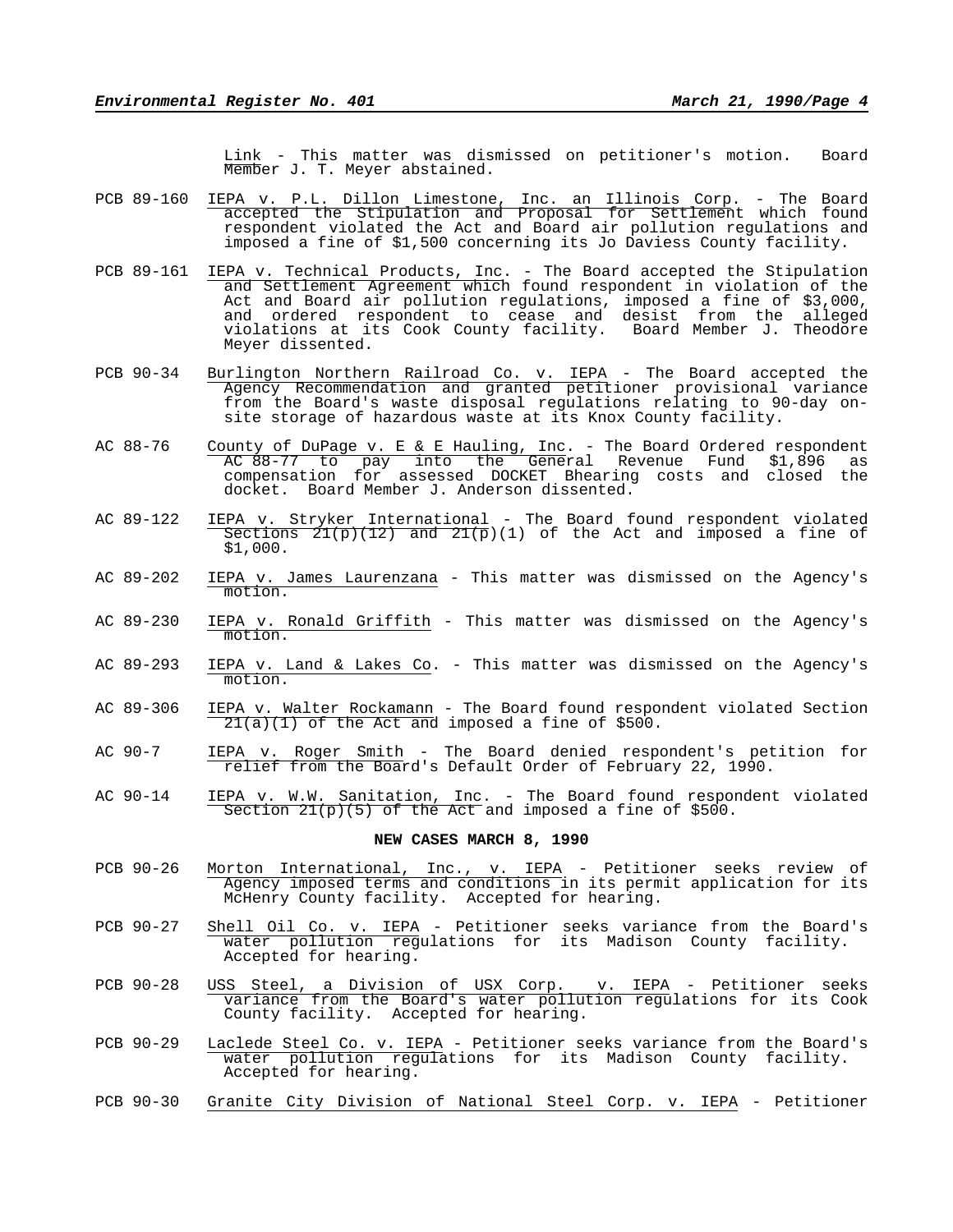Link - This matter was dismissed on petitioner's motion. Board Member J. T. Meyer abstained.

PCB 89-160 IEPA v. P.L. Dillon Limestone, Inc. an Illinois Corp. - The Board accepted the Stipulation and Proposal for Settlement which found respondent violated the Act and Board air pollution regulations and imposed a fine of $1,500 concerning its Jo Daviess County facility.

PCB 89-161 IEPA v. Technical Products, Inc. - The Board accepted the Stipulation and Settlement Agreement which found respondent in violation of the Act and Board air pollution regulations, imposed a fine of $3,000, and ordered respondent to cease and desist from the alleged violations at its Cook County facility. Board Member J. Theodore Meyer dissented.

PCB 90-34 Burlington Northern Railroad Co. v. IEPA - The Board accepted the Agency Recommendation and granted petitioner provisional variance from the Board's waste disposal regulations relating to 90-day on-site storage of hazardous waste at its Knox County facility.

AC 88-76 County of DuPage v. E & E Hauling, Inc. - The Board Ordered respondent AC 88-77 to pay into the General Revenue Fund $1,896 as compensation for assessed DOCKET Bhearing costs and closed the docket. Board Member J. Anderson dissented.

AC 89-122 IEPA v. Stryker International - The Board found respondent violated Sections 21(p)(12) and 21(p)(1) of the Act and imposed a fine of $1,000.

AC 89-202 IEPA v. James Laurenzana - This matter was dismissed on the Agency's motion.

AC 89-230 IEPA v. Ronald Griffith - This matter was dismissed on the Agency's motion.

AC 89-293 IEPA v. Land & Lakes Co. - This matter was dismissed on the Agency's motion.

AC 89-306 IEPA v. Walter Rockamann - The Board found respondent violated Section 21(a)(1) of the Act and imposed a fine of $500.

AC 90-7 IEPA v. Roger Smith - The Board denied respondent's petition for relief from the Board's Default Order of February 22, 1990.

AC 90-14 IEPA v. W.W. Sanitation, Inc. - The Board found respondent violated Section 21(p)(5) of the Act and imposed a fine of $500.

**NEW CASES MARCH 8, 1990**

PCB 90-26 Morton International, Inc., v. IEPA - Petitioner seeks review of Agency imposed terms and conditions in its permit application for its McHenry County facility. Accepted for hearing.

PCB 90-27 Shell Oil Co. v. IEPA - Petitioner seeks variance from the Board's water pollution regulations for its Madison County facility. Accepted for hearing.

PCB 90-28 USS Steel, a Division of USX Corp. v. IEPA - Petitioner seeks variance from the Board's water pollution regulations for its Cook County facility. Accepted for hearing.

PCB 90-29 Laclede Steel Co. v. IEPA - Petitioner seeks variance from the Board's water pollution regulations for its Madison County facility. Accepted for hearing.

PCB 90-30 Granite City Division of National Steel Corp. v. IEPA - Petitioner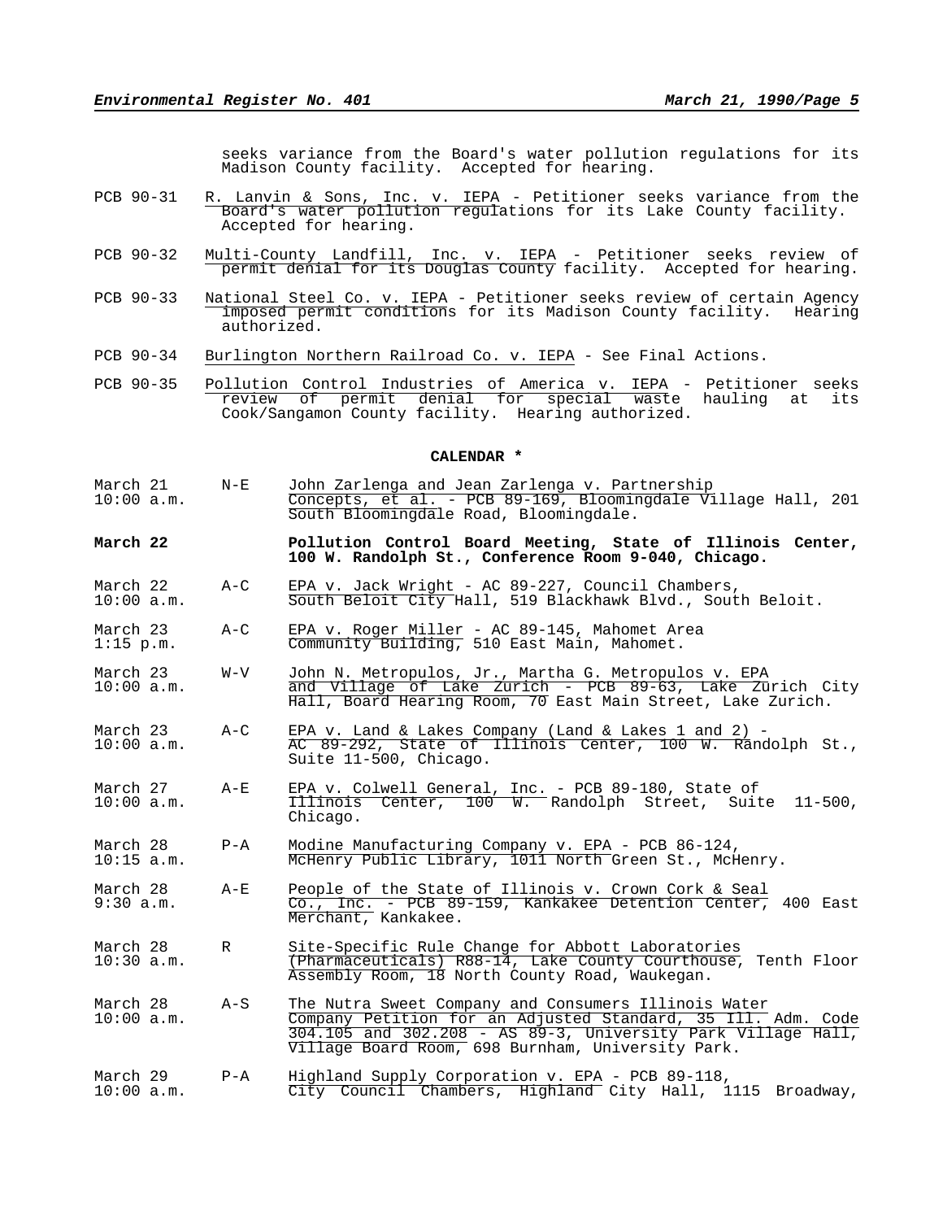seeks variance from the Board's water pollution regulations for its Madison County facility. Accepted for hearing.

PCB 90-31 R. Lanvin & Sons, Inc. v. IEPA - Petitioner seeks variance from the Board's water pollution regulations for its Lake County facility. Accepted for hearing.

PCB 90-32 Multi-County Landfill, Inc. v. IEPA - Petitioner seeks review of permit denial for its Douglas County facility. Accepted for hearing.

PCB 90-33 National Steel Co. v. IEPA - Petitioner seeks review of certain Agency imposed permit conditions for its Madison County facility. Hearing authorized.

PCB 90-34 Burlington Northern Railroad Co. v. IEPA - See Final Actions.

PCB 90-35 Pollution Control Industries of America v. IEPA - Petitioner seeks review of permit denial for special waste hauling at its Cook/Sangamon County facility. Hearing authorized.

## CALENDAR *

March 21, 10:00 a.m. — N-E — John Zarlenga and Jean Zarlenga v. Partnership Concepts, et al. - PCB 89-169, Bloomingdale Village Hall, 201 South Bloomingdale Road, Bloomingdale.

**March 22** — **Pollution Control Board Meeting, State of Illinois Center, 100 W. Randolph St., Conference Room 9-040, Chicago.**

March 22, 10:00 a.m. — A-C — EPA v. Jack Wright - AC 89-227, Council Chambers, South Beloit City Hall, 519 Blackhawk Blvd., South Beloit.

March 23, 1:15 p.m. — A-C — EPA v. Roger Miller - AC 89-145, Mahomet Area Community Building, 510 East Main, Mahomet.

March 23, 10:00 a.m. — W-V — John N. Metropulos, Jr., Martha G. Metropulos v. EPA and Village of Lake Zurich - PCB 89-63, Lake Zurich City Hall, Board Hearing Room, 70 East Main Street, Lake Zurich.

March 23, 10:00 a.m. — A-C — EPA v. Land & Lakes Company (Land & Lakes 1 and 2) - AC 89-292, State of Illinois Center, 100 W. Randolph St., Suite 11-500, Chicago.

March 27, 10:00 a.m. — A-E — EPA v. Colwell General, Inc. - PCB 89-180, State of Illinois Center, 100 W. Randolph Street, Suite 11-500, Chicago.

March 28, 10:15 a.m. — P-A — Modine Manufacturing Company v. EPA - PCB 86-124, McHenry Public Library, 1011 North Green St., McHenry.

March 28, 9:30 a.m. — A-E — People of the State of Illinois v. Crown Cork & Seal Co., Inc. - PCB 89-159, Kankakee Detention Center, 400 East Merchant, Kankakee.

March 28, 10:30 a.m. — R — Site-Specific Rule Change for Abbott Laboratories (Pharmaceuticals) R88-14, Lake County Courthouse, Tenth Floor Assembly Room, 18 North County Road, Waukegan.

March 28, 10:00 a.m. — A-S — The Nutra Sweet Company and Consumers Illinois Water Company Petition for an Adjusted Standard, 35 Ill. Adm. Code 304.105 and 302.208 - AS 89-3, University Park Village Hall, Village Board Room, 698 Burnham, University Park.

March 29, 10:00 a.m. — P-A — Highland Supply Corporation v. EPA - PCB 89-118, City Council Chambers, Highland City Hall, 1115 Broadway,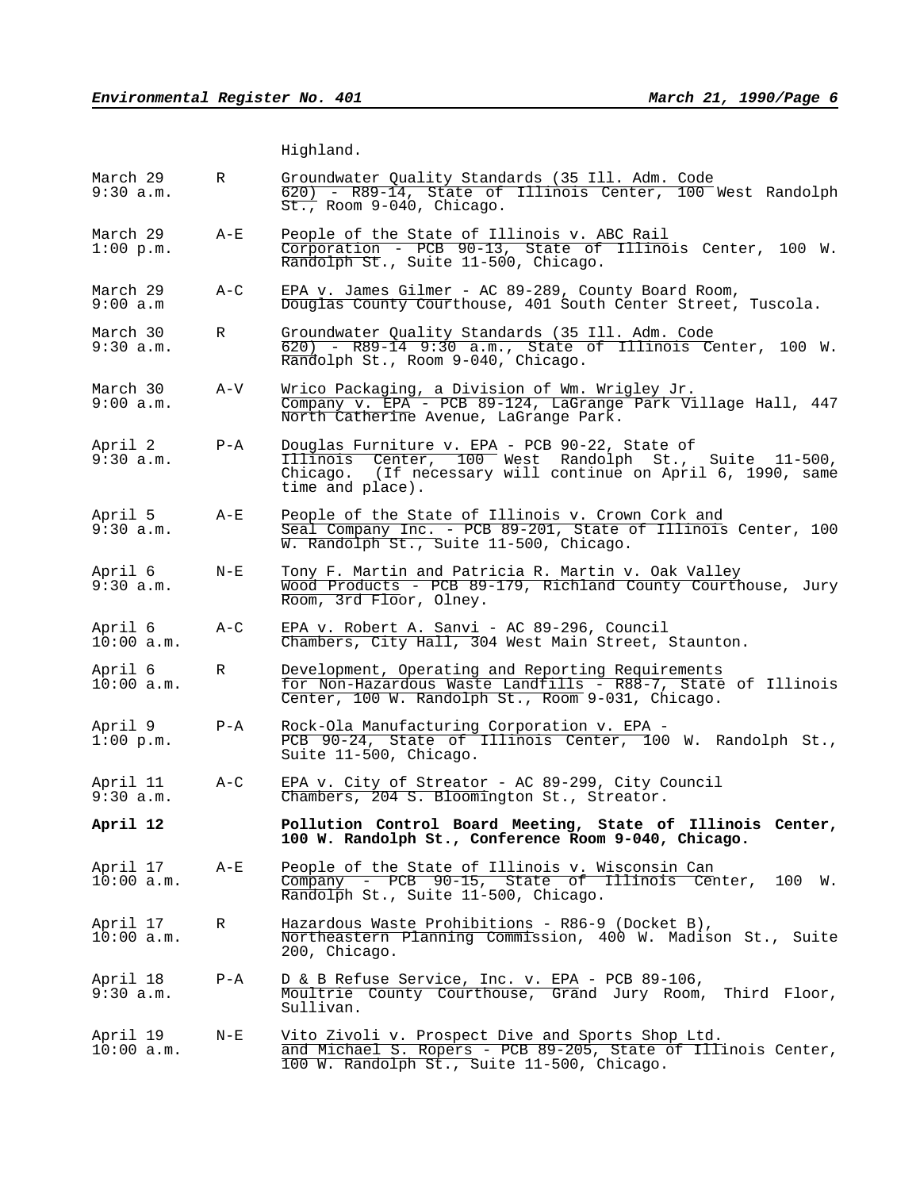Highland.

| | | |
|---|---|---|
| March 29<br>9:30 a.m. | R | Groundwater Quality Standards (35 Ill. Adm. Code 620) - R89-14, State of Illinois Center, 100 West Randolph St., Room 9-040, Chicago. |
| March 29<br>1:00 p.m. | A-E | People of the State of Illinois v. ABC Rail Corporation - PCB 90-13, State of Illinois Center, 100 W. Randolph St., Suite 11-500, Chicago. |
| March 29<br>9:00 a.m | A-C | EPA v. James Gilmer - AC 89-289, County Board Room, Douglas County Courthouse, 401 South Center Street, Tuscola. |
| March 30<br>9:30 a.m. | R | Groundwater Quality Standards (35 Ill. Adm. Code 620) - R89-14 9:30 a.m., State of Illinois Center, 100 W. Randolph St., Room 9-040, Chicago. |
| March 30<br>9:00 a.m. | A-V | Wrico Packaging, a Division of Wm. Wrigley Jr. Company v. EPA - PCB 89-124, LaGrange Park Village Hall, 447 North Catherine Avenue, LaGrange Park. |
| April 2<br>9:30 a.m. | P-A | Douglas Furniture v. EPA - PCB 90-22, State of Illinois Center, 100 West Randolph St., Suite 11-500, Chicago. (If necessary will continue on April 6, 1990, same time and place). |
| April 5<br>9:30 a.m. | A-E | People of the State of Illinois v. Crown Cork and Seal Company Inc. - PCB 89-201, State of Illinois Center, 100 W. Randolph St., Suite 11-500, Chicago. |
| April 6<br>9:30 a.m. | N-E | Tony F. Martin and Patricia R. Martin v. Oak Valley Wood Products - PCB 89-179, Richland County Courthouse, Jury Room, 3rd Floor, Olney. |
| April 6<br>10:00 a.m. | A-C | EPA v. Robert A. Sanvi - AC 89-296, Council Chambers, City Hall, 304 West Main Street, Staunton. |
| April 6<br>10:00 a.m. | R | Development, Operating and Reporting Requirements for Non-Hazardous Waste Landfills - R88-7, State of Illinois Center, 100 W. Randolph St., Room 9-031, Chicago. |
| April 9<br>1:00 p.m. | P-A | Rock-Ola Manufacturing Corporation v. EPA - PCB 90-24, State of Illinois Center, 100 W. Randolph St., Suite 11-500, Chicago. |
| April 11<br>9:30 a.m. | A-C | EPA v. City of Streator - AC 89-299, City Council Chambers, 204 S. Bloomington St., Streator. |
| **April 12** | | **Pollution Control Board Meeting, State of Illinois Center, 100 W. Randolph St., Conference Room 9-040, Chicago.** |
| April 17<br>10:00 a.m. | A-E | People of the State of Illinois v. Wisconsin Can Company - PCB 90-15, State of Illinois Center, 100 W. Randolph St., Suite 11-500, Chicago. |
| April 17<br>10:00 a.m. | R | Hazardous Waste Prohibitions - R86-9 (Docket B), Northeastern Planning Commission, 400 W. Madison St., Suite 200, Chicago. |
| April 18<br>9:30 a.m. | P-A | D & B Refuse Service, Inc. v. EPA - PCB 89-106, Moultrie County Courthouse, Grand Jury Room, Third Floor, Sullivan. |
| April 19<br>10:00 a.m. | N-E | Vito Zivoli v. Prospect Dive and Sports Shop Ltd. and Michael S. Ropers - PCB 89-205, State of Illinois Center, 100 W. Randolph St., Suite 11-500, Chicago. |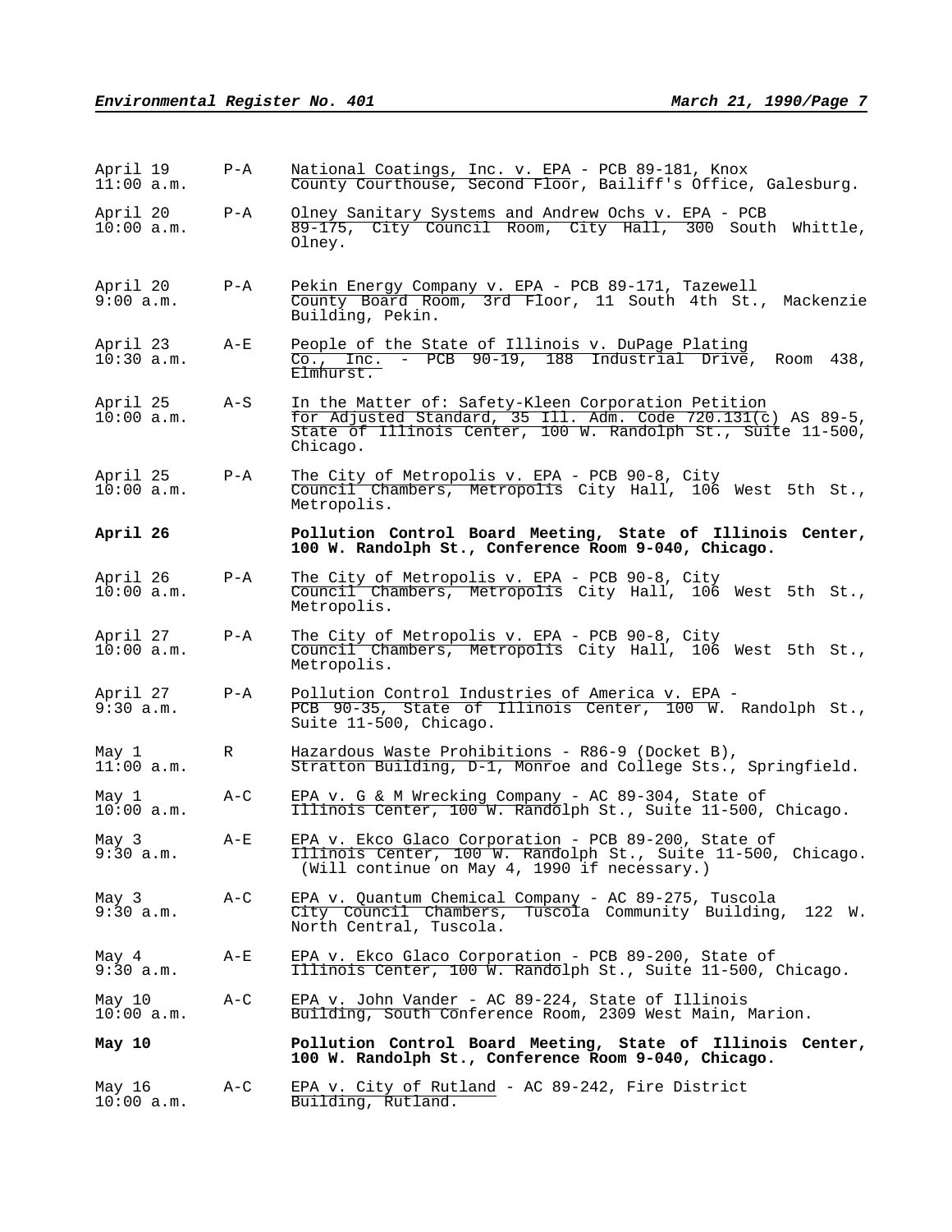| | | |
|---|---|---|
| April 19<br>11:00 a.m. | P-A | National Coatings, Inc. v. EPA - PCB 89-181, Knox County Courthouse, Second Floor, Bailiff's Office, Galesburg. |
| April 20<br>10:00 a.m. | P-A | Olney Sanitary Systems and Andrew Ochs v. EPA - PCB 89-175, City Council Room, City Hall, 300 South Whittle, Olney. |
| April 20<br>9:00 a.m. | P-A | Pekin Energy Company v. EPA - PCB 89-171, Tazewell County Board Room, 3rd Floor, 11 South 4th St., Mackenzie Building, Pekin. |
| April 23<br>10:30 a.m. | A-E | People of the State of Illinois v. DuPage Plating Co., Inc. - PCB 90-19, 188 Industrial Drive, Room 438, Elmhurst. |
| April 25<br>10:00 a.m. | A-S | In the Matter of: Safety-Kleen Corporation Petition for Adjusted Standard, 35 Ill. Adm. Code 720.131(c) AS 89-5, State of Illinois Center, 100 W. Randolph St., Suite 11-500, Chicago. |
| April 25<br>10:00 a.m. | P-A | The City of Metropolis v. EPA - PCB 90-8, City Council Chambers, Metropolis City Hall, 106 West 5th St., Metropolis. |
| **April 26** | | **Pollution Control Board Meeting, State of Illinois Center, 100 W. Randolph St., Conference Room 9-040, Chicago.** |
| April 26<br>10:00 a.m. | P-A | The City of Metropolis v. EPA - PCB 90-8, City Council Chambers, Metropolis City Hall, 106 West 5th St., Metropolis. |
| April 27<br>10:00 a.m. | P-A | The City of Metropolis v. EPA - PCB 90-8, City Council Chambers, Metropolis City Hall, 106 West 5th St., Metropolis. |
| April 27<br>9:30 a.m. | P-A | Pollution Control Industries of America v. EPA - PCB 90-35, State of Illinois Center, 100 W. Randolph St., Suite 11-500, Chicago. |
| May 1<br>11:00 a.m. | R | Hazardous Waste Prohibitions - R86-9 (Docket B), Stratton Building, D-1, Monroe and College Sts., Springfield. |
| May 1<br>10:00 a.m. | A-C | EPA v. G & M Wrecking Company - AC 89-304, State of Illinois Center, 100 W. Randolph St., Suite 11-500, Chicago. |
| May 3<br>9:30 a.m. | A-E | EPA v. Ekco Glaco Corporation - PCB 89-200, State of Illinois Center, 100 W. Randolph St., Suite 11-500, Chicago. (Will continue on May 4, 1990 if necessary.) |
| May 3<br>9:30 a.m. | A-C | EPA v. Quantum Chemical Company - AC 89-275, Tuscola City Council Chambers, Tuscola Community Building, 122 W. North Central, Tuscola. |
| May 4<br>9:30 a.m. | A-E | EPA v. Ekco Glaco Corporation - PCB 89-200, State of Illinois Center, 100 W. Randolph St., Suite 11-500, Chicago. |
| May 10<br>10:00 a.m. | A-C | EPA v. John Vander - AC 89-224, State of Illinois Building, South Conference Room, 2309 West Main, Marion. |
| **May 10** | | **Pollution Control Board Meeting, State of Illinois Center, 100 W. Randolph St., Conference Room 9-040, Chicago.** |
| May 16<br>10:00 a.m. | A-C | EPA v. City of Rutland - AC 89-242, Fire District Building, Rutland. |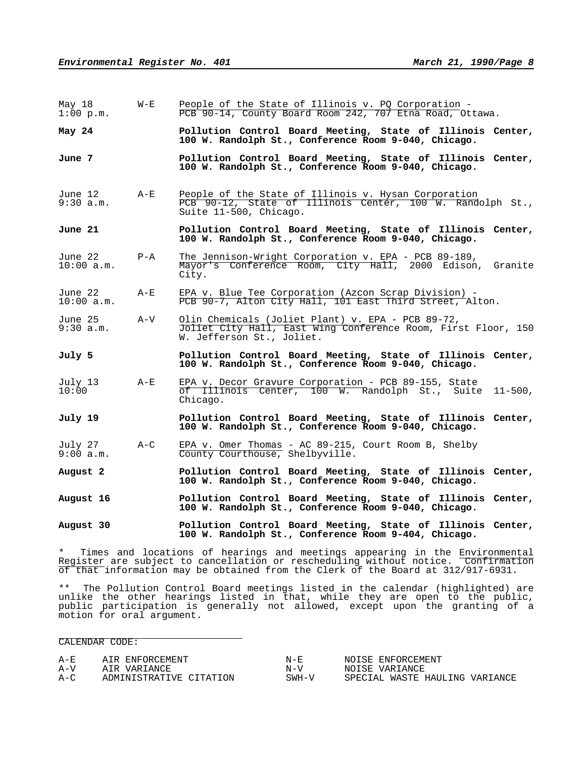| | | |
|---|---|---|
| May 18<br>1:00 p.m. | W-E | <u>People of the State of Illinois v. PQ Corporation</u> - PCB 90-14, County Board Room 242, 707 Etna Road, Ottawa. |
| **May 24** | | **Pollution Control Board Meeting, State of Illinois Center, 100 W. Randolph St., Conference Room 9-040, Chicago.** |
| **June 7** | | **Pollution Control Board Meeting, State of Illinois Center, 100 W. Randolph St., Conference Room 9-040, Chicago.** |
| June 12<br>9:30 a.m. | A-E | <u>People of the State of Illinois v. Hysan Corporation</u> PCB 90-12, State of Illinois Center, 100 W. Randolph St., Suite 11-500, Chicago. |
| **June 21** | | **Pollution Control Board Meeting, State of Illinois Center, 100 W. Randolph St., Conference Room 9-040, Chicago.** |
| June 22<br>10:00 a.m. | P-A | <u>The Jennison-Wright Corporation v. EPA</u> - PCB 89-189, Mayor's Conference Room, City Hall, 2000 Edison, Granite City. |
| June 22<br>10:00 a.m. | A-E | <u>EPA v. Blue Tee Corporation (Azcon Scrap Division)</u> - PCB 90-7, Alton City Hall, 101 East Third Street, Alton. |
| June 25<br>9:30 a.m. | A-V | <u>Olin Chemicals (Joliet Plant) v. EPA</u> - PCB 89-72, Joliet City Hall, East Wing Conference Room, First Floor, 150 W. Jefferson St., Joliet. |
| **July 5** | | **Pollution Control Board Meeting, State of Illinois Center, 100 W. Randolph St., Conference Room 9-040, Chicago.** |
| July 13<br>10:00 | A-E | <u>EPA v. Decor Gravure Corporation</u> - PCB 89-155, State of Illinois Center, 100 W. Randolph St., Suite 11-500, Chicago. |
| **July 19** | | **Pollution Control Board Meeting, State of Illinois Center, 100 W. Randolph St., Conference Room 9-040, Chicago.** |
| July 27<br>9:00 a.m. | A-C | <u>EPA v. Omer Thomas</u> - AC 89-215, Court Room B, Shelby County Courthouse, Shelbyville. |
| **August 2** | | **Pollution Control Board Meeting, State of Illinois Center, 100 W. Randolph St., Conference Room 9-040, Chicago.** |
| **August 16** | | **Pollution Control Board Meeting, State of Illinois Center, 100 W. Randolph St., Conference Room 9-040, Chicago.** |
| **August 30** | | **Pollution Control Board Meeting, State of Illinois Center, 100 W. Randolph St., Conference Room 9-404, Chicago.** |

\* Times and locations of hearings and meetings appearing in the <u>Environmental Register</u> are subject to cancellation or rescheduling without notice. <u>Confirmation of that</u> information may be obtained from the Clerk of the Board at 312/917-6931.

\*\* The Pollution Control Board meetings listed in the calendar (highlighted) are unlike the other hearings listed in that, while they are open to the public, public participation is generally not allowed, except upon the granting of a motion for oral argument.

CALENDAR CODE:

| | | | |
|---|---|---|---|
| A-E | AIR ENFORCEMENT | N-E | NOISE ENFORCEMENT |
| A-V | AIR VARIANCE | N-V | NOISE VARIANCE |
| A-C | ADMINISTRATIVE CITATION | SWH-V | SPECIAL WASTE HAULING VARIANCE |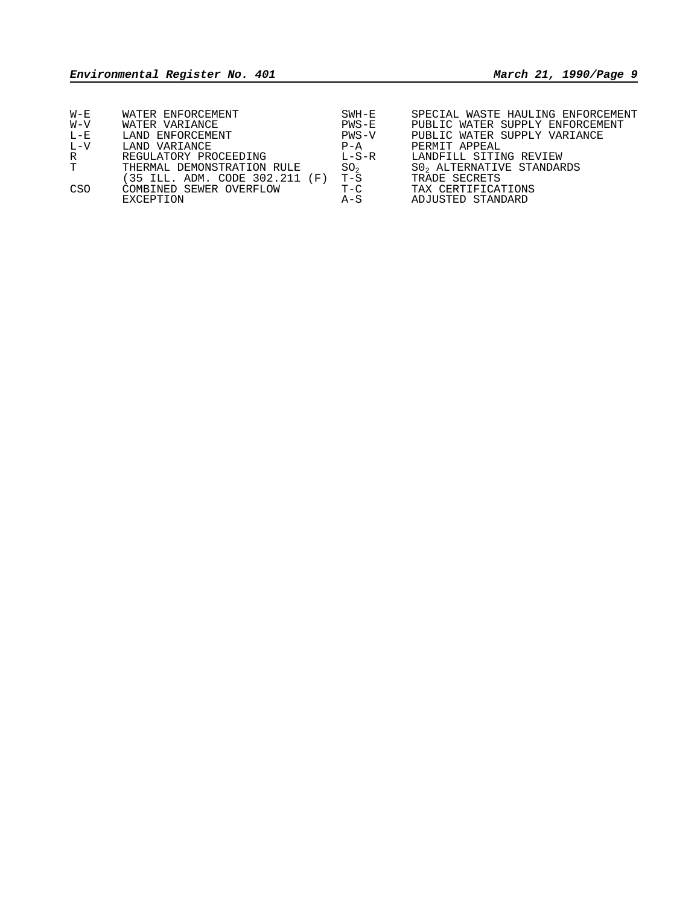| | | | |
|---|---|---|---|
| W-E | WATER ENFORCEMENT | SWH-E | SPECIAL WASTE HAULING ENFORCEMENT |
| W-V | WATER VARIANCE | PWS-E | PUBLIC WATER SUPPLY ENFORCEMENT |
| L-E | LAND ENFORCEMENT | PWS-V | PUBLIC WATER SUPPLY VARIANCE |
| L-V | LAND VARIANCE | P-A | PERMIT APPEAL |
| R | REGULATORY PROCEEDING | L-S-R | LANDFILL SITING REVIEW |
| T | THERMAL DEMONSTRATION RULE | $SO_2$ | $SO_2$ ALTERNATIVE STANDARDS |
| | (35 ILL. ADM. CODE 302.211 (F) | T-S | TRADE SECRETS |
| CSO | COMBINED SEWER OVERFLOW | T-C | TAX CERTIFICATIONS |
| | EXCEPTION | A-S | ADJUSTED STANDARD |